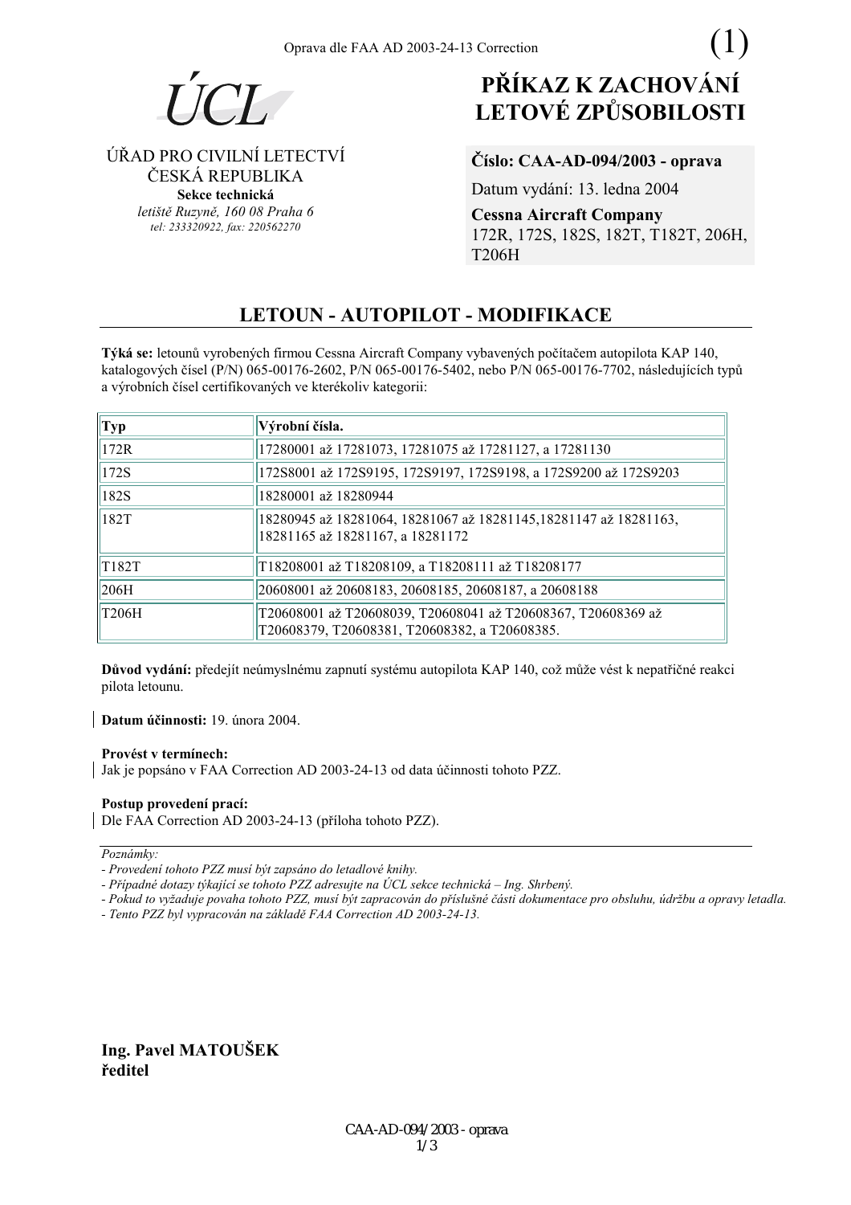Oprava dle FAA AD 2003-24-13 Correction (1)

ÚCL

ÚŘAD PRO CIVILNÍ LETECTVÍ
ČESKÁ REPUBLIKA
**Sekce technická**
*letiště Ruzyně, 160 08 Praha 6*
*tel: 233320922, fax: 220562270*

# PŘÍKAZ K ZACHOVÁNÍ LETOVÉ ZPŮSOBILOSTI

**Číslo: CAA-AD-094/2003 - oprava**

Datum vydání: 13. ledna 2004

**Cessna Aircraft Company**
172R, 172S, 182S, 182T, T182T, 206H, T206H

## LETOUN - AUTOPILOT - MODIFIKACE

**Týká se:** letounů vyrobených firmou Cessna Aircraft Company vybavených počítačem autopilota KAP 140, katalogových čísel (P/N) 065-00176-2602, P/N 065-00176-5402, nebo P/N 065-00176-7702, následujících typů a výrobních čísel certifikovaných ve kterékoliv kategorii:

| Typ | Výrobní čísla. |
|---|---|
| 172R | 17280001 až 17281073, 17281075 až 17281127, a 17281130 |
| 172S | 172S8001 až 172S9195, 172S9197, 172S9198, a 172S9200 až 172S9203 |
| 182S | 18280001 až 18280944 |
| 182T | 18280945 až 18281064, 18281067 až 18281145,18281147 až 18281163, 18281165 až 18281167, a 18281172 |
| T182T | T18208001 až T18208109, a T18208111 až T18208177 |
| 206H | 20608001 až 20608183, 20608185, 20608187, a 20608188 |
| T206H | T20608001 až T20608039, T20608041 až T20608367, T20608369 až T20608379, T20608381, T20608382, a T20608385. |

**Důvod vydání:** předejít neúmyslnému zapnutí systému autopilota KAP 140, což může vést k nepatřičné reakci pilota letounu.

**Datum účinnosti:** 19. února 2004.

**Provést v termínech:**
Jak je popsáno v FAA Correction AD 2003-24-13 od data účinnosti tohoto PZZ.

**Postup provedení prací:**
Dle FAA Correction AD 2003-24-13 (příloha tohoto PZZ).

*Poznámky:*
*- Provedení tohoto PZZ musí být zapsáno do letadlové knihy.*
*- Případné dotazy týkající se tohoto PZZ adresujte na ÚCL sekce technická – Ing. Shrbený.*
*- Pokud to vyžaduje povaha tohoto PZZ, musí být zapracován do příslušné části dokumentace pro obsluhu, údržbu a opravy letadla.*
*- Tento PZZ byl vypracován na základě FAA Correction AD 2003-24-13.*

**Ing. Pavel MATOUŠEK**
**ředitel**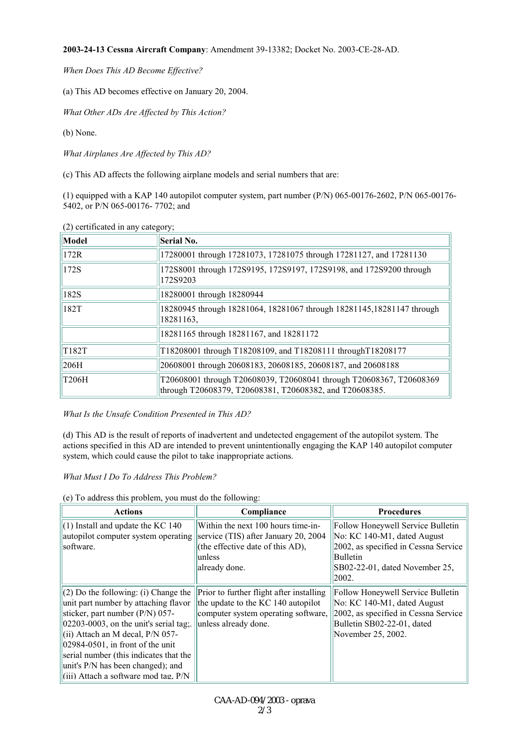**2003-24-13 Cessna Aircraft Company**: Amendment 39-13382; Docket No. 2003-CE-28-AD.

*When Does This AD Become Effective?*

(a) This AD becomes effective on January 20, 2004.

*What Other ADs Are Affected by This Action?*

(b) None.

*What Airplanes Are Affected by This AD?*

(c) This AD affects the following airplane models and serial numbers that are:

(1) equipped with a KAP 140 autopilot computer system, part number (P/N) 065-00176-2602, P/N 065-00176-5402, or P/N 065-00176- 7702; and

(2) certificated in any category;

| Model | Serial No. |
|---|---|
| 172R | 17280001 through 17281073, 17281075 through 17281127, and 17281130 |
| 172S | 172S8001 through 172S9195, 172S9197, 172S9198, and 172S9200 through 172S9203 |
| 182S | 18280001 through 18280944 |
| 182T | 18280945 through 18281064, 18281067 through 18281145,18281147 through 18281163, |
| | 18281165 through 18281167, and 18281172 |
| T182T | T18208001 through T18208109, and T18208111 throughT18208177 |
| 206H | 20608001 through 20608183, 20608185, 20608187, and 20608188 |
| T206H | T20608001 through T20608039, T20608041 through T20608367, T20608369 through T20608379, T20608381, T20608382, and T20608385. |

*What Is the Unsafe Condition Presented in This AD?*

(d) This AD is the result of reports of inadvertent and undetected engagement of the autopilot system. The actions specified in this AD are intended to prevent unintentionally engaging the KAP 140 autopilot computer system, which could cause the pilot to take inappropriate actions.

*What Must I Do To Address This Problem?*

(e) To address this problem, you must do the following:

| Actions | Compliance | Procedures |
|---|---|---|
| (1) Install and update the KC 140 autopilot computer system operating software. | Within the next 100 hours time-in-service (TIS) after January 20, 2004 (the effective date of this AD), unless already done. | Follow Honeywell Service Bulletin No: KC 140-M1, dated August 2002, as specified in Cessna Service Bulletin SB02-22-01, dated November 25, 2002. |
| (2) Do the following: (i) Change the unit part number by attaching flavor sticker, part number (P/N) 057-02203-0003, on the unit's serial tag;. (ii) Attach an M decal, P/N 057-02984-0501, in front of the unit serial number (this indicates that the unit's P/N has been changed); and (iii) Attach a software mod tag, P/N | Prior to further flight after installing the update to the KC 140 autopilot computer system operating software, unless already done. | Follow Honeywell Service Bulletin No: KC 140-M1, dated August 2002, as specified in Cessna Service Bulletin SB02-22-01, dated November 25, 2002. |

CAA-AD-094/2003 - oprava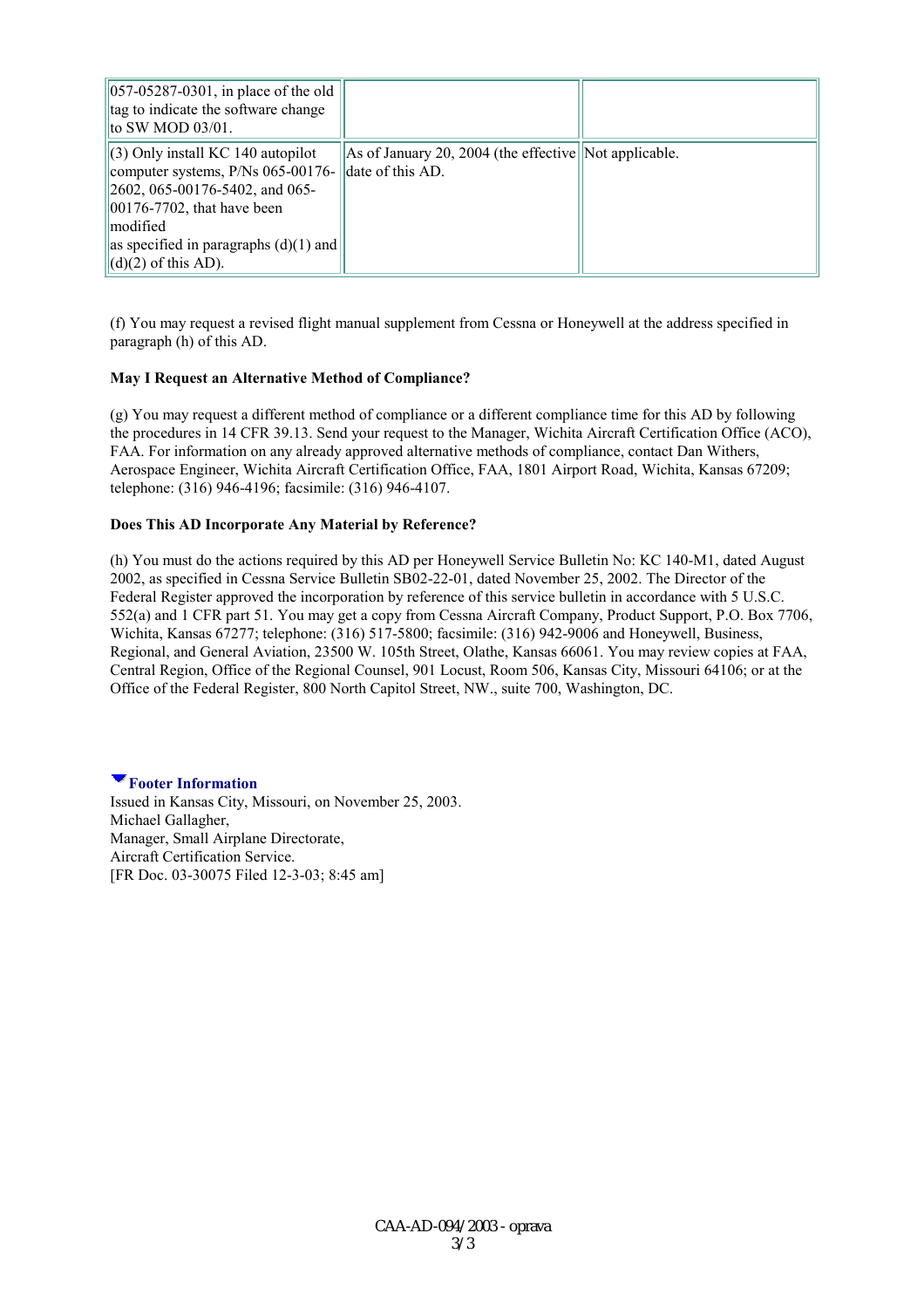| | | |
|---|---|---|
| 057-05287-0301, in place of the old tag to indicate the software change to SW MOD 03/01. | | |
| (3) Only install KC 140 autopilot computer systems, P/Ns 065-00176-2602, 065-00176-5402, and 065-00176-7702, that have been modified as specified in paragraphs (d)(1) and (d)(2) of this AD). | As of January 20, 2004 (the effective date of this AD. | Not applicable. |

(f) You may request a revised flight manual supplement from Cessna or Honeywell at the address specified in paragraph (h) of this AD.

**May I Request an Alternative Method of Compliance?**

(g) You may request a different method of compliance or a different compliance time for this AD by following the procedures in 14 CFR 39.13. Send your request to the Manager, Wichita Aircraft Certification Office (ACO), FAA. For information on any already approved alternative methods of compliance, contact Dan Withers, Aerospace Engineer, Wichita Aircraft Certification Office, FAA, 1801 Airport Road, Wichita, Kansas 67209; telephone: (316) 946-4196; facsimile: (316) 946-4107.

**Does This AD Incorporate Any Material by Reference?**

(h) You must do the actions required by this AD per Honeywell Service Bulletin No: KC 140-M1, dated August 2002, as specified in Cessna Service Bulletin SB02-22-01, dated November 25, 2002. The Director of the Federal Register approved the incorporation by reference of this service bulletin in accordance with 5 U.S.C. 552(a) and 1 CFR part 51. You may get a copy from Cessna Aircraft Company, Product Support, P.O. Box 7706, Wichita, Kansas 67277; telephone: (316) 517-5800; facsimile: (316) 942-9006 and Honeywell, Business, Regional, and General Aviation, 23500 W. 105th Street, Olathe, Kansas 66061. You may review copies at FAA, Central Region, Office of the Regional Counsel, 901 Locust, Room 506, Kansas City, Missouri 64106; or at the Office of the Federal Register, 800 North Capitol Street, NW., suite 700, Washington, DC.

**Footer Information**

Issued in Kansas City, Missouri, on November 25, 2003.
Michael Gallagher,
Manager, Small Airplane Directorate,
Aircraft Certification Service.
[FR Doc. 03-30075 Filed 12-3-03; 8:45 am]

CAA-AD-094/2003 - oprava